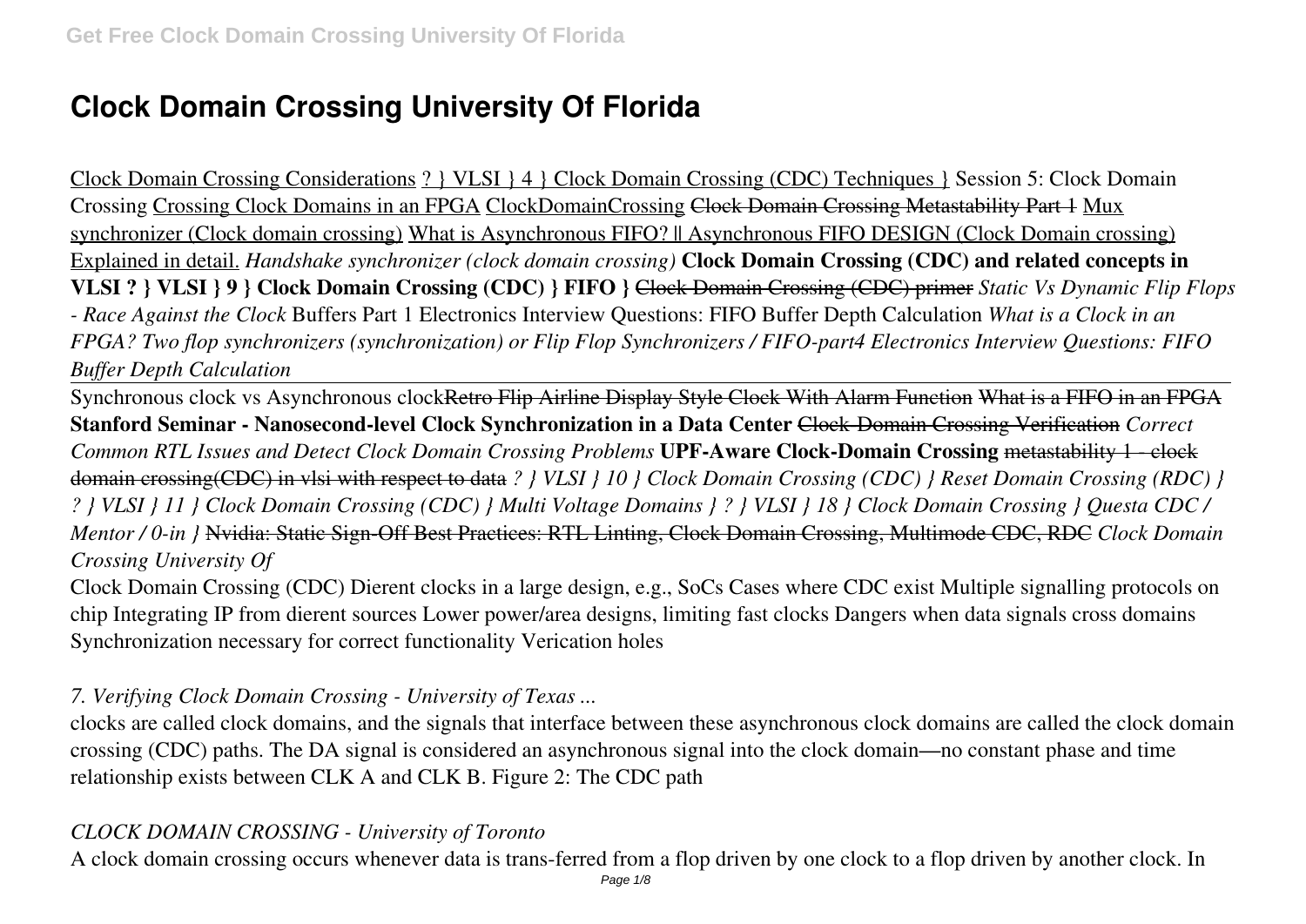# Clock Domain Crossing University Of Florida

Clock Domain Crossing Considerations ? } VLSI } 4 } Clock Domain Crossing (CDC) Techniques } Session 5: Clock Domain Crossing Crossing Clock Domains in an FPGA ClockDomainCrossing ~~Clock Domain Crossing Metastability Part 1~~ Mux synchronizer (Clock domain crossing) What is Asynchronous FIFO? || Asynchronous FIFO DESIGN (Clock Domain crossing) Explained in detail. *Handshake synchronizer (clock domain crossing)* **Clock Domain Crossing (CDC) and related concepts in VLSI ? } VLSI } 9 } Clock Domain Crossing (CDC) } FIFO }** ~~Clock Domain Crossing (CDC) primer~~ *Static Vs Dynamic Flip Flops - Race Against the Clock* Buffers Part 1 Electronics Interview Questions: FIFO Buffer Depth Calculation *What is a Clock in an FPGA? Two flop synchronizers (synchronization) or Flip Flop Synchronizers / FIFO-part4 Electronics Interview Questions: FIFO Buffer Depth Calculation*

Synchronous clock vs Asynchronous clock~~Retro Flip Airline Display Style Clock With Alarm Function~~ ~~What is a FIFO in an FPGA~~ **Stanford Seminar - Nanosecond-level Clock Synchronization in a Data Center** ~~Clock-Domain Crossing Verification~~ *Correct Common RTL Issues and Detect Clock Domain Crossing Problems* **UPF-Aware Clock-Domain Crossing** ~~metastability 1 - clock domain crossing(CDC) in vlsi with respect to data~~ *? } VLSI } 10 } Clock Domain Crossing (CDC) } Reset Domain Crossing (RDC) } ? } VLSI } 11 } Clock Domain Crossing (CDC) } Multi Voltage Domains } ? } VLSI } 18 } Clock Domain Crossing } Questa CDC / Mentor / 0-in }* ~~Nvidia: Static Sign-Off Best Practices: RTL Linting, Clock Domain Crossing, Multimode CDC, RDC~~ *Clock Domain Crossing University Of*

Clock Domain Crossing (CDC) Dierent clocks in a large design, e.g., SoCs Cases where CDC exist Multiple signalling protocols on chip Integrating IP from dierent sources Lower power/area designs, limiting fast clocks Dangers when data signals cross domains Synchronization necessary for correct functionality Verication holes

*7. Verifying Clock Domain Crossing - University of Texas ...*

clocks are called clock domains, and the signals that interface between these asynchronous clock domains are called the clock domain crossing (CDC) paths. The DA signal is considered an asynchronous signal into the clock domain—no constant phase and time relationship exists between CLK A and CLK B. Figure 2: The CDC path

*CLOCK DOMAIN CROSSING - University of Toronto*

A clock domain crossing occurs whenever data is trans-ferred from a flop driven by one clock to a flop driven by another clock. In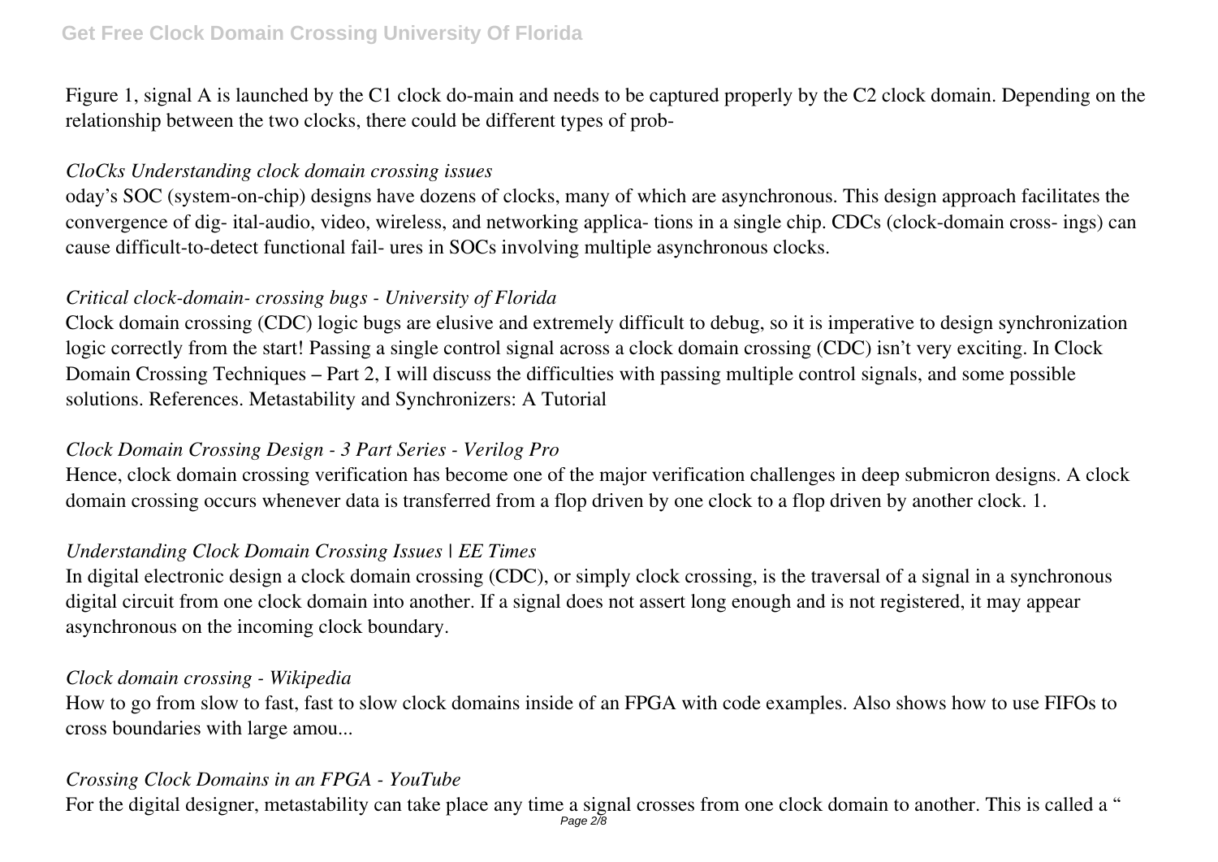Figure 1, signal A is launched by the C1 clock do-main and needs to be captured properly by the C2 clock domain. Depending on the relationship between the two clocks, there could be different types of prob-

*CloCks Understanding clock domain crossing issues*

oday's SOC (system-on-chip) designs have dozens of clocks, many of which are asynchronous. This design approach facilitates the convergence of dig- ital-audio, video, wireless, and networking applica- tions in a single chip. CDCs (clock-domain cross- ings) can cause difficult-to-detect functional fail- ures in SOCs involving multiple asynchronous clocks.

*Critical clock-domain- crossing bugs - University of Florida*

Clock domain crossing (CDC) logic bugs are elusive and extremely difficult to debug, so it is imperative to design synchronization logic correctly from the start! Passing a single control signal across a clock domain crossing (CDC) isn't very exciting. In Clock Domain Crossing Techniques – Part 2, I will discuss the difficulties with passing multiple control signals, and some possible solutions. References. Metastability and Synchronizers: A Tutorial

*Clock Domain Crossing Design - 3 Part Series - Verilog Pro*

Hence, clock domain crossing verification has become one of the major verification challenges in deep submicron designs. A clock domain crossing occurs whenever data is transferred from a flop driven by one clock to a flop driven by another clock. 1.

*Understanding Clock Domain Crossing Issues | EE Times*

In digital electronic design a clock domain crossing (CDC), or simply clock crossing, is the traversal of a signal in a synchronous digital circuit from one clock domain into another. If a signal does not assert long enough and is not registered, it may appear asynchronous on the incoming clock boundary.

*Clock domain crossing - Wikipedia*

How to go from slow to fast, fast to slow clock domains inside of an FPGA with code examples. Also shows how to use FIFOs to cross boundaries with large amou...

*Crossing Clock Domains in an FPGA - YouTube*

For the digital designer, metastability can take place any time a signal crosses from one clock domain to another. This is called a "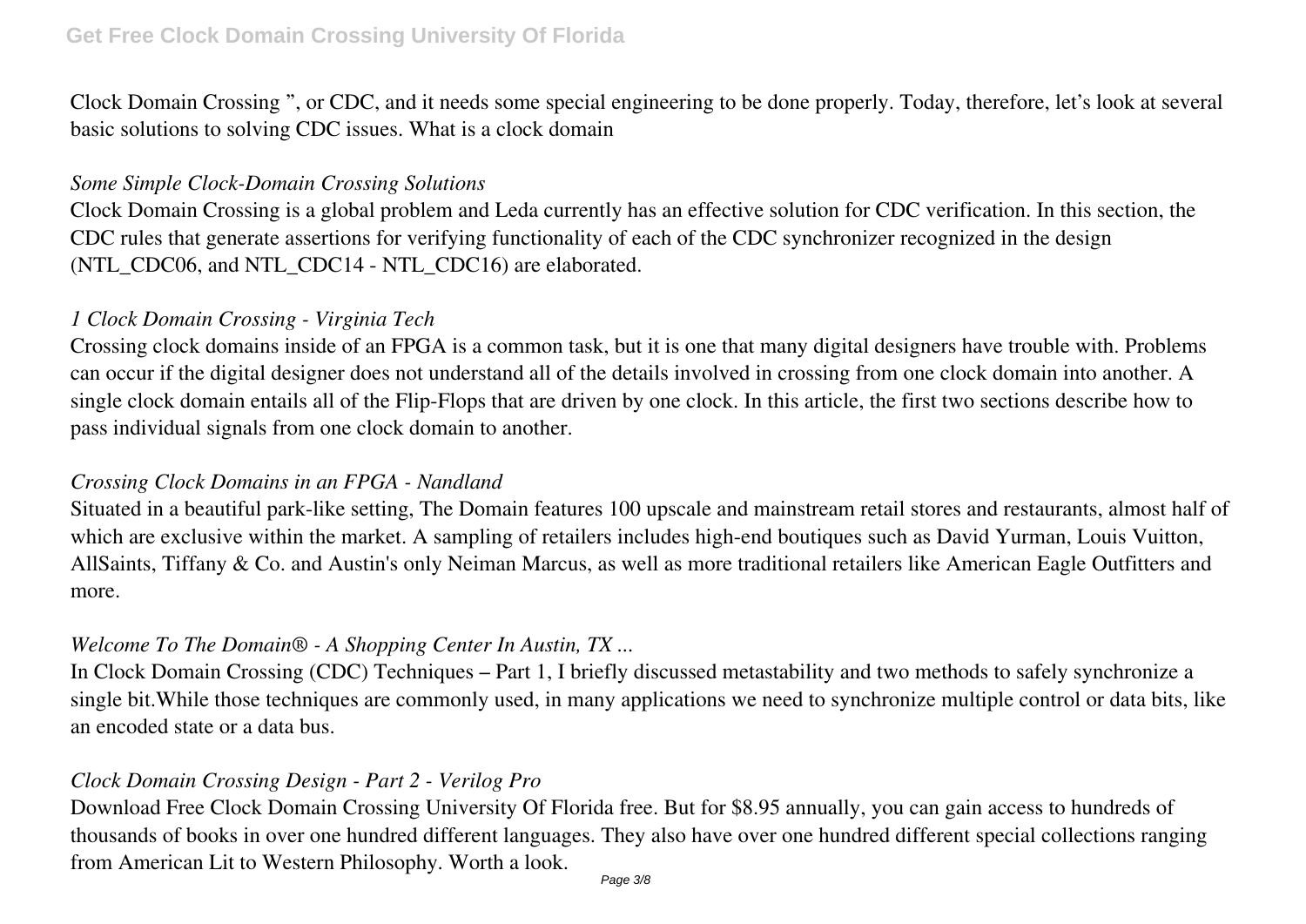Clock Domain Crossing ", or CDC, and it needs some special engineering to be done properly. Today, therefore, let's look at several basic solutions to solving CDC issues. What is a clock domain

*Some Simple Clock-Domain Crossing Solutions*

Clock Domain Crossing is a global problem and Leda currently has an effective solution for CDC verification. In this section, the CDC rules that generate assertions for verifying functionality of each of the CDC synchronizer recognized in the design (NTL_CDC06, and NTL_CDC14 - NTL_CDC16) are elaborated.

*1 Clock Domain Crossing - Virginia Tech*

Crossing clock domains inside of an FPGA is a common task, but it is one that many digital designers have trouble with. Problems can occur if the digital designer does not understand all of the details involved in crossing from one clock domain into another. A single clock domain entails all of the Flip-Flops that are driven by one clock. In this article, the first two sections describe how to pass individual signals from one clock domain to another.

*Crossing Clock Domains in an FPGA - Nandland*

Situated in a beautiful park-like setting, The Domain features 100 upscale and mainstream retail stores and restaurants, almost half of which are exclusive within the market. A sampling of retailers includes high-end boutiques such as David Yurman, Louis Vuitton, AllSaints, Tiffany & Co. and Austin's only Neiman Marcus, as well as more traditional retailers like American Eagle Outfitters and more.

*Welcome To The Domain® - A Shopping Center In Austin, TX ...*

In Clock Domain Crossing (CDC) Techniques – Part 1, I briefly discussed metastability and two methods to safely synchronize a single bit.While those techniques are commonly used, in many applications we need to synchronize multiple control or data bits, like an encoded state or a data bus.

*Clock Domain Crossing Design - Part 2 - Verilog Pro*

Download Free Clock Domain Crossing University Of Florida free. But for $8.95 annually, you can gain access to hundreds of thousands of books in over one hundred different languages. They also have over one hundred different special collections ranging from American Lit to Western Philosophy. Worth a look.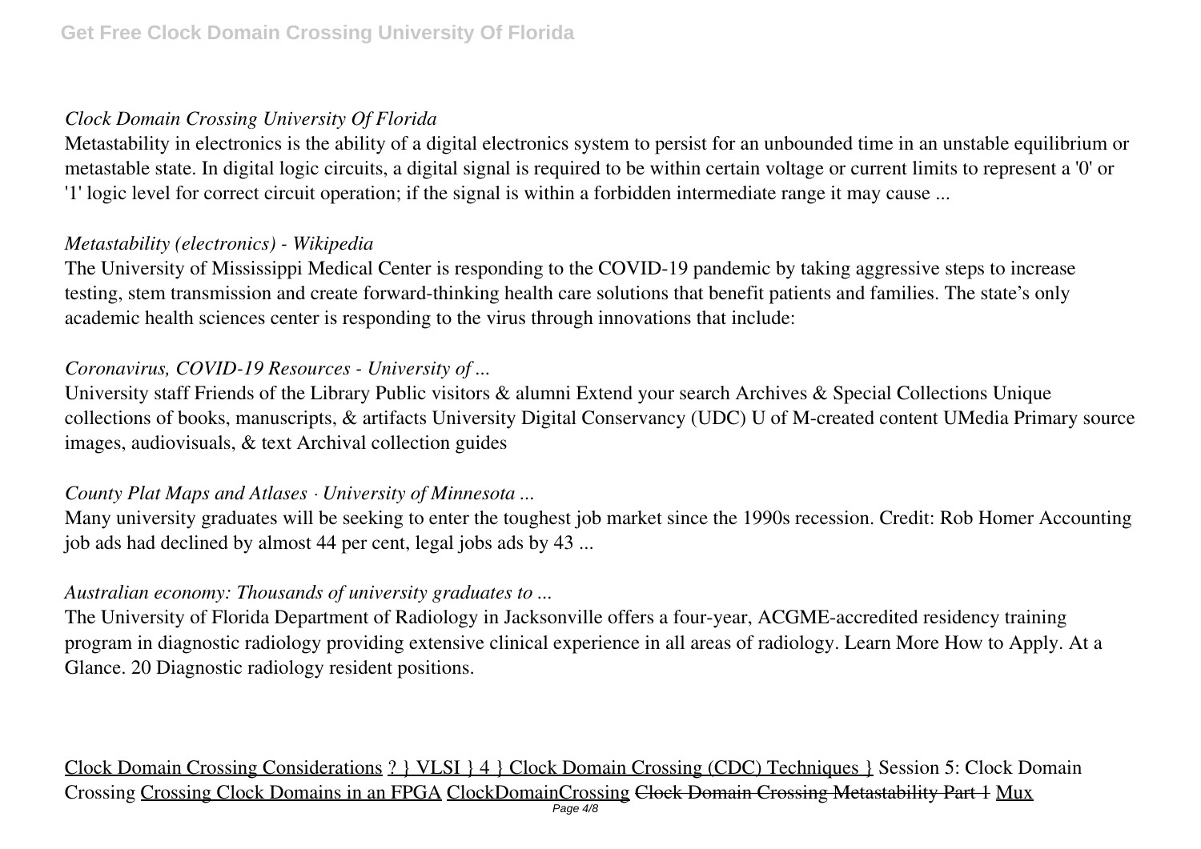*Clock Domain Crossing University Of Florida*

Metastability in electronics is the ability of a digital electronics system to persist for an unbounded time in an unstable equilibrium or metastable state. In digital logic circuits, a digital signal is required to be within certain voltage or current limits to represent a '0' or '1' logic level for correct circuit operation; if the signal is within a forbidden intermediate range it may cause ...

*Metastability (electronics) - Wikipedia*

The University of Mississippi Medical Center is responding to the COVID-19 pandemic by taking aggressive steps to increase testing, stem transmission and create forward-thinking health care solutions that benefit patients and families. The state's only academic health sciences center is responding to the virus through innovations that include:

*Coronavirus, COVID-19 Resources - University of ...*

University staff Friends of the Library Public visitors & alumni Extend your search Archives & Special Collections Unique collections of books, manuscripts, & artifacts University Digital Conservancy (UDC) U of M-created content UMedia Primary source images, audiovisuals, & text Archival collection guides

*County Plat Maps and Atlases · University of Minnesota ...*

Many university graduates will be seeking to enter the toughest job market since the 1990s recession. Credit: Rob Homer Accounting job ads had declined by almost 44 per cent, legal jobs ads by 43 ...

*Australian economy: Thousands of university graduates to ...*

The University of Florida Department of Radiology in Jacksonville offers a four-year, ACGME-accredited residency training program in diagnostic radiology providing extensive clinical experience in all areas of radiology. Learn More How to Apply. At a Glance. 20 Diagnostic radiology resident positions.

Clock Domain Crossing Considerations ? } VLSI } 4 } Clock Domain Crossing (CDC) Techniques } Session 5: Clock Domain Crossing Crossing Clock Domains in an FPGA ClockDomainCrossing ~~Clock Domain Crossing Metastability Part 1~~ Mux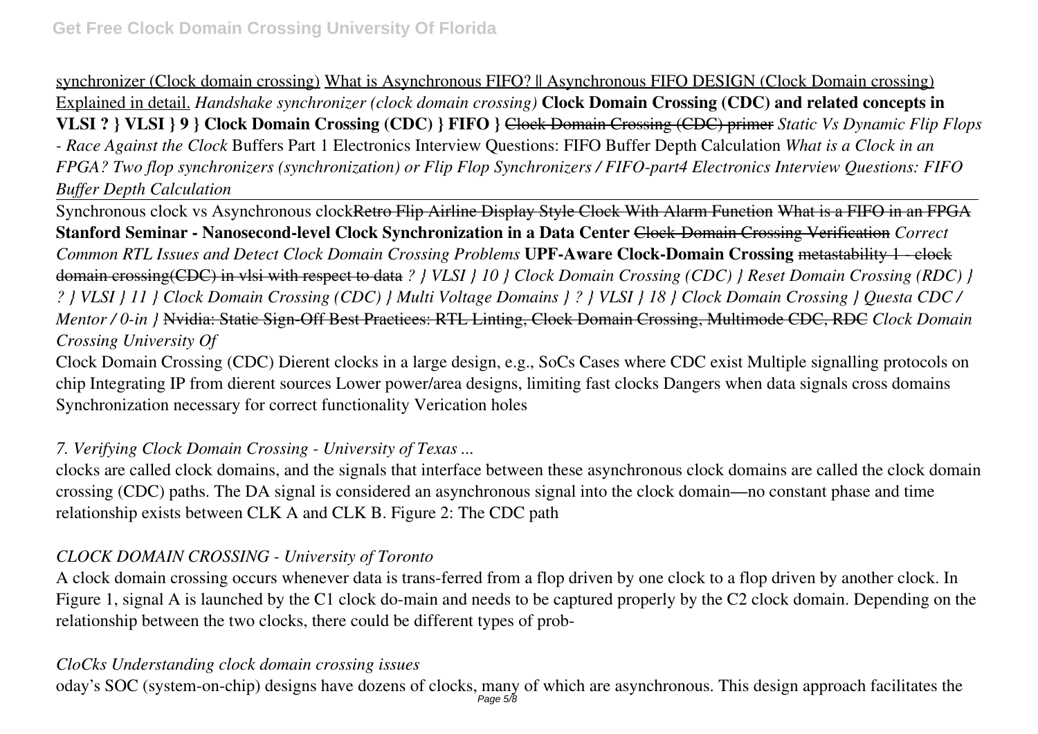synchronizer (Clock domain crossing) What is Asynchronous FIFO? || Asynchronous FIFO DESIGN (Clock Domain crossing) Explained in detail. *Handshake synchronizer (clock domain crossing)* **Clock Domain Crossing (CDC) and related concepts in VLSI ? } VLSI } 9 } Clock Domain Crossing (CDC) } FIFO }** ~~Clock Domain Crossing (CDC) primer~~ *Static Vs Dynamic Flip Flops - Race Against the Clock* Buffers Part 1 Electronics Interview Questions: FIFO Buffer Depth Calculation *What is a Clock in an FPGA? Two flop synchronizers (synchronization) or Flip Flop Synchronizers / FIFO-part4 Electronics Interview Questions: FIFO Buffer Depth Calculation*

Synchronous clock vs Asynchronous clock ~~Retro Flip Airline Display Style Clock With Alarm Function~~ What is a FIFO in an FPGA **Stanford Seminar - Nanosecond-level Clock Synchronization in a Data Center** ~~Clock-Domain Crossing Verification~~ *Correct Common RTL Issues and Detect Clock Domain Crossing Problems* **UPF-Aware Clock-Domain Crossing** ~~metastability 1 - clock domain crossing(CDC) in vlsi with respect to data~~ *? } VLSI } 10 } Clock Domain Crossing (CDC) } Reset Domain Crossing (RDC) } ? } VLSI } 11 } Clock Domain Crossing (CDC) } Multi Voltage Domains } ? } VLSI } 18 } Clock Domain Crossing } Questa CDC / Mentor / 0-in }* ~~Nvidia: Static Sign-Off Best Practices: RTL Linting, Clock Domain Crossing, Multimode CDC, RDC~~ *Clock Domain Crossing University Of*

Clock Domain Crossing (CDC) Dierent clocks in a large design, e.g., SoCs Cases where CDC exist Multiple signalling protocols on chip Integrating IP from dierent sources Lower power/area designs, limiting fast clocks Dangers when data signals cross domains Synchronization necessary for correct functionality Verication holes

## *7. Verifying Clock Domain Crossing - University of Texas ...*

clocks are called clock domains, and the signals that interface between these asynchronous clock domains are called the clock domain crossing (CDC) paths. The DA signal is considered an asynchronous signal into the clock domain—no constant phase and time relationship exists between CLK A and CLK B. Figure 2: The CDC path

## *CLOCK DOMAIN CROSSING - University of Toronto*

A clock domain crossing occurs whenever data is trans-ferred from a flop driven by one clock to a flop driven by another clock. In Figure 1, signal A is launched by the C1 clock do-main and needs to be captured properly by the C2 clock domain. Depending on the relationship between the two clocks, there could be different types of prob-

## *CloCks Understanding clock domain crossing issues*

oday's SOC (system-on-chip) designs have dozens of clocks, many of which are asynchronous. This design approach facilitates the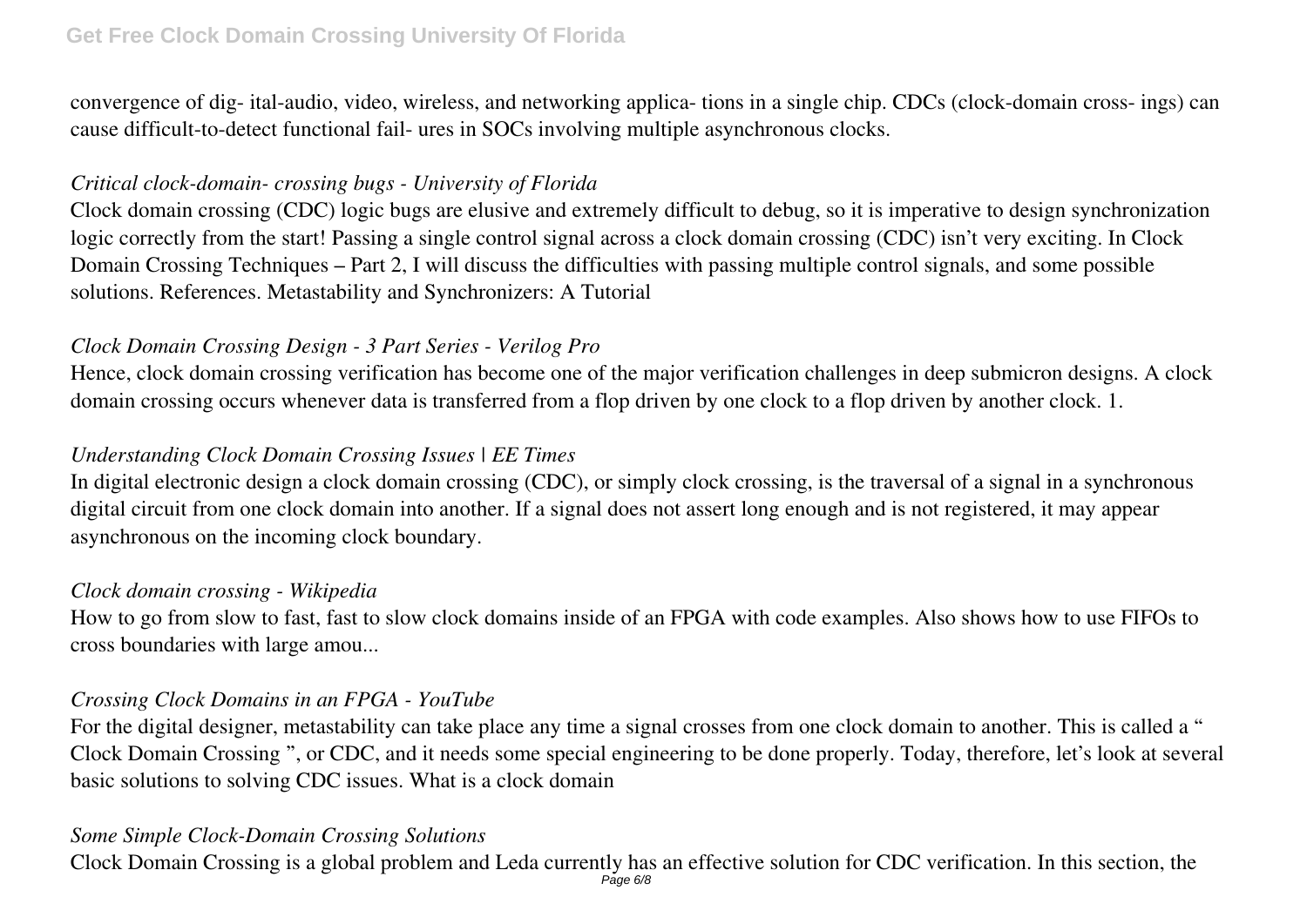convergence of dig- ital-audio, video, wireless, and networking applica- tions in a single chip. CDCs (clock-domain cross- ings) can cause difficult-to-detect functional fail- ures in SOCs involving multiple asynchronous clocks.

*Critical clock-domain- crossing bugs - University of Florida*

Clock domain crossing (CDC) logic bugs are elusive and extremely difficult to debug, so it is imperative to design synchronization logic correctly from the start! Passing a single control signal across a clock domain crossing (CDC) isn't very exciting. In Clock Domain Crossing Techniques – Part 2, I will discuss the difficulties with passing multiple control signals, and some possible solutions. References. Metastability and Synchronizers: A Tutorial

*Clock Domain Crossing Design - 3 Part Series - Verilog Pro*

Hence, clock domain crossing verification has become one of the major verification challenges in deep submicron designs. A clock domain crossing occurs whenever data is transferred from a flop driven by one clock to a flop driven by another clock. 1.

*Understanding Clock Domain Crossing Issues | EE Times*

In digital electronic design a clock domain crossing (CDC), or simply clock crossing, is the traversal of a signal in a synchronous digital circuit from one clock domain into another. If a signal does not assert long enough and is not registered, it may appear asynchronous on the incoming clock boundary.

*Clock domain crossing - Wikipedia*

How to go from slow to fast, fast to slow clock domains inside of an FPGA with code examples. Also shows how to use FIFOs to cross boundaries with large amou...

*Crossing Clock Domains in an FPGA - YouTube*

For the digital designer, metastability can take place any time a signal crosses from one clock domain to another. This is called a " Clock Domain Crossing ", or CDC, and it needs some special engineering to be done properly. Today, therefore, let's look at several basic solutions to solving CDC issues. What is a clock domain

*Some Simple Clock-Domain Crossing Solutions*

Clock Domain Crossing is a global problem and Leda currently has an effective solution for CDC verification. In this section, the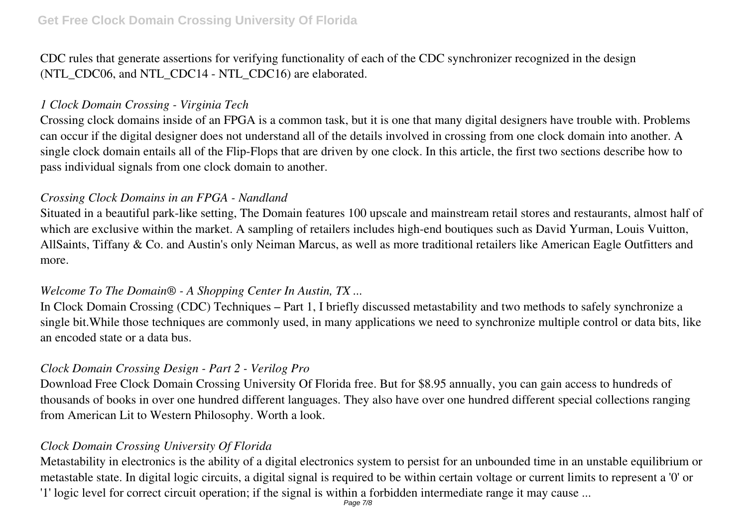CDC rules that generate assertions for verifying functionality of each of the CDC synchronizer recognized in the design (NTL_CDC06, and NTL_CDC14 - NTL_CDC16) are elaborated.

*1 Clock Domain Crossing - Virginia Tech*

Crossing clock domains inside of an FPGA is a common task, but it is one that many digital designers have trouble with. Problems can occur if the digital designer does not understand all of the details involved in crossing from one clock domain into another. A single clock domain entails all of the Flip-Flops that are driven by one clock. In this article, the first two sections describe how to pass individual signals from one clock domain to another.

*Crossing Clock Domains in an FPGA - Nandland*

Situated in a beautiful park-like setting, The Domain features 100 upscale and mainstream retail stores and restaurants, almost half of which are exclusive within the market. A sampling of retailers includes high-end boutiques such as David Yurman, Louis Vuitton, AllSaints, Tiffany & Co. and Austin's only Neiman Marcus, as well as more traditional retailers like American Eagle Outfitters and more.

*Welcome To The Domain® - A Shopping Center In Austin, TX ...*

In Clock Domain Crossing (CDC) Techniques – Part 1, I briefly discussed metastability and two methods to safely synchronize a single bit.While those techniques are commonly used, in many applications we need to synchronize multiple control or data bits, like an encoded state or a data bus.

*Clock Domain Crossing Design - Part 2 - Verilog Pro*

Download Free Clock Domain Crossing University Of Florida free. But for $8.95 annually, you can gain access to hundreds of thousands of books in over one hundred different languages. They also have over one hundred different special collections ranging from American Lit to Western Philosophy. Worth a look.

*Clock Domain Crossing University Of Florida*

Metastability in electronics is the ability of a digital electronics system to persist for an unbounded time in an unstable equilibrium or metastable state. In digital logic circuits, a digital signal is required to be within certain voltage or current limits to represent a '0' or '1' logic level for correct circuit operation; if the signal is within a forbidden intermediate range it may cause ...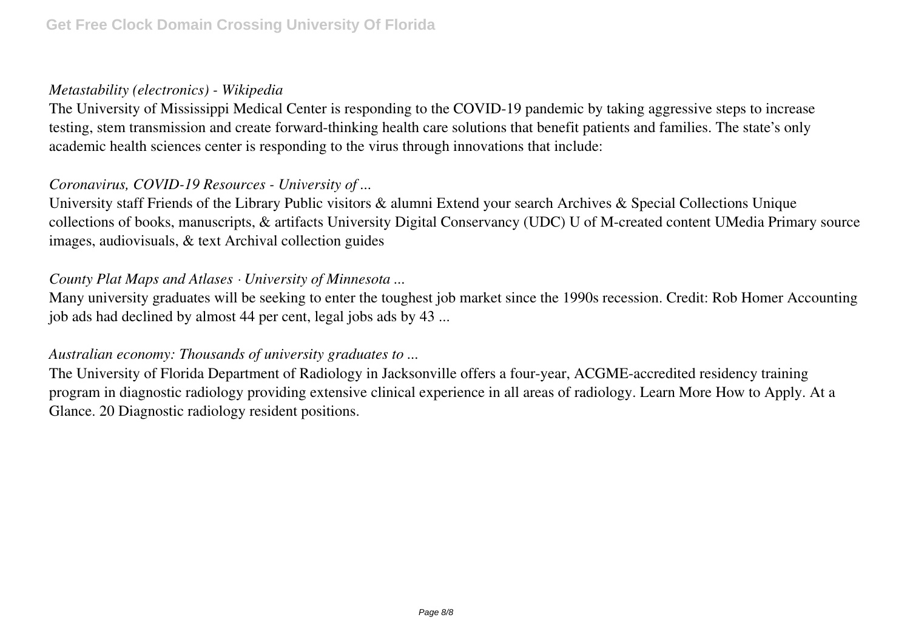*Metastability (electronics) - Wikipedia*

The University of Mississippi Medical Center is responding to the COVID-19 pandemic by taking aggressive steps to increase testing, stem transmission and create forward-thinking health care solutions that benefit patients and families. The state's only academic health sciences center is responding to the virus through innovations that include:

*Coronavirus, COVID-19 Resources - University of ...*

University staff Friends of the Library Public visitors & alumni Extend your search Archives & Special Collections Unique collections of books, manuscripts, & artifacts University Digital Conservancy (UDC) U of M-created content UMedia Primary source images, audiovisuals, & text Archival collection guides

*County Plat Maps and Atlases · University of Minnesota ...*

Many university graduates will be seeking to enter the toughest job market since the 1990s recession. Credit: Rob Homer Accounting job ads had declined by almost 44 per cent, legal jobs ads by 43 ...

*Australian economy: Thousands of university graduates to ...*

The University of Florida Department of Radiology in Jacksonville offers a four-year, ACGME-accredited residency training program in diagnostic radiology providing extensive clinical experience in all areas of radiology. Learn More How to Apply. At a Glance. 20 Diagnostic radiology resident positions.